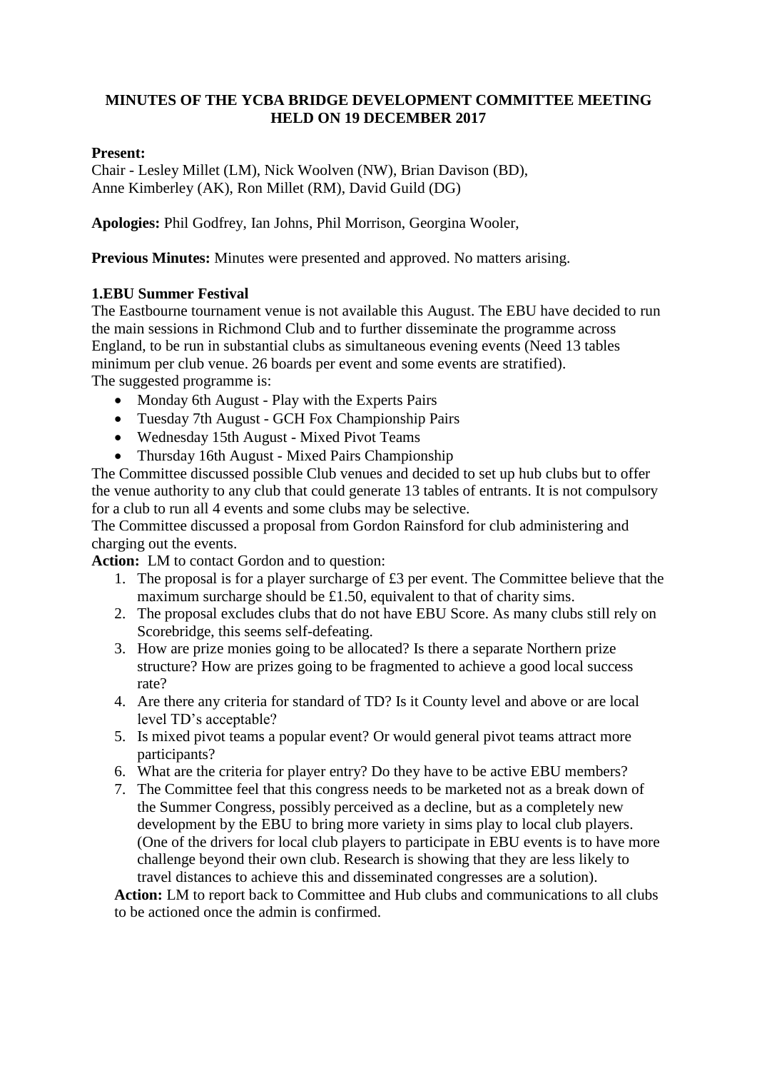# MINUTES OF THE YCBA BRIDGE DEVELOPMENT COMMITTEE MEETING HELD ON 19 DECEMBER 2017

**Present:**
Chair - Lesley Millet (LM), Nick Woolven (NW), Brian Davison (BD), Anne Kimberley (AK), Ron Millet (RM), David Guild (DG)

**Apologies:** Phil Godfrey, Ian Johns, Phil Morrison, Georgina Wooler,

**Previous Minutes:** Minutes were presented and approved. No matters arising.

### 1.EBU Summer Festival

The Eastbourne tournament venue is not available this August. The EBU have decided to run the main sessions in Richmond Club and to further disseminate the programme across England, to be run in substantial clubs as simultaneous evening events (Need 13 tables minimum per club venue. 26 boards per event and some events are stratified).
The suggested programme is:

- Monday 6th August - Play with the Experts Pairs
- Tuesday 7th August - GCH Fox Championship Pairs
- Wednesday 15th August - Mixed Pivot Teams
- Thursday 16th August - Mixed Pairs Championship

The Committee discussed possible Club venues and decided to set up hub clubs but to offer the venue authority to any club that could generate 13 tables of entrants. It is not compulsory for a club to run all 4 events and some clubs may be selective.
The Committee discussed a proposal from Gordon Rainsford for club administering and charging out the events.
**Action:** LM to contact Gordon and to question:

1. The proposal is for a player surcharge of £3 per event. The Committee believe that the maximum surcharge should be £1.50, equivalent to that of charity sims.
2. The proposal excludes clubs that do not have EBU Score. As many clubs still rely on Scorebridge, this seems self-defeating.
3. How are prize monies going to be allocated? Is there a separate Northern prize structure? How are prizes going to be fragmented to achieve a good local success rate?
4. Are there any criteria for standard of TD? Is it County level and above or are local level TD's acceptable?
5. Is mixed pivot teams a popular event? Or would general pivot teams attract more participants?
6. What are the criteria for player entry? Do they have to be active EBU members?
7. The Committee feel that this congress needs to be marketed not as a break down of the Summer Congress, possibly perceived as a decline, but as a completely new development by the EBU to bring more variety in sims play to local club players. (One of the drivers for local club players to participate in EBU events is to have more challenge beyond their own club. Research is showing that they are less likely to travel distances to achieve this and disseminated congresses are a solution).

**Action:** LM to report back to Committee and Hub clubs and communications to all clubs to be actioned once the admin is confirmed.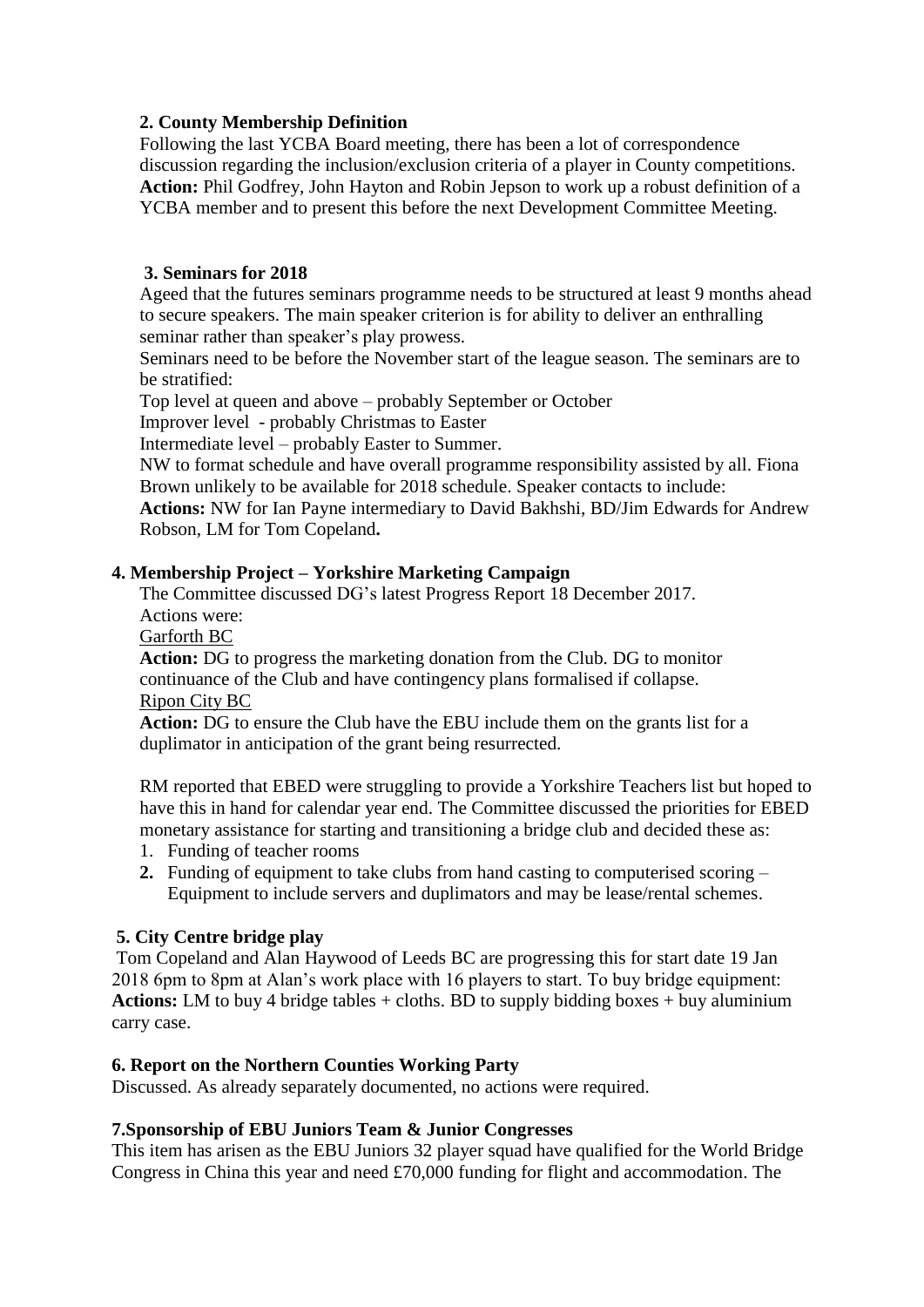**2. County Membership Definition**

Following the last YCBA Board meeting, there has been a lot of correspondence discussion regarding the inclusion/exclusion criteria of a player in County competitions.
**Action:** Phil Godfrey, John Hayton and Robin Jepson to work up a robust definition of a YCBA member and to present this before the next Development Committee Meeting.

**3. Seminars for 2018**

Ageed that the futures seminars programme needs to be structured at least 9 months ahead to secure speakers. The main speaker criterion is for ability to deliver an enthralling seminar rather than speaker's play prowess.
Seminars need to be before the November start of the league season. The seminars are to be stratified:
Top level at queen and above – probably September or October
Improver level - probably Christmas to Easter
Intermediate level – probably Easter to Summer.
NW to format schedule and have overall programme responsibility assisted by all. Fiona Brown unlikely to be available for 2018 schedule. Speaker contacts to include:
**Actions:** NW for Ian Payne intermediary to David Bakhshi, BD/Jim Edwards for Andrew Robson, LM for Tom Copeland**.**

**4. Membership Project – Yorkshire Marketing Campaign**

The Committee discussed DG's latest Progress Report 18 December 2017.
Actions were:
Garforth BC
**Action:** DG to progress the marketing donation from the Club. DG to monitor continuance of the Club and have contingency plans formalised if collapse.
Ripon City BC
**Action:** DG to ensure the Club have the EBU include them on the grants list for a duplimator in anticipation of the grant being resurrected.

RM reported that EBED were struggling to provide a Yorkshire Teachers list but hoped to have this in hand for calendar year end. The Committee discussed the priorities for EBED monetary assistance for starting and transitioning a bridge club and decided these as:

1. Funding of teacher rooms
2. Funding of equipment to take clubs from hand casting to computerised scoring – Equipment to include servers and duplimators and may be lease/rental schemes.

**5. City Centre bridge play**

Tom Copeland and Alan Haywood of Leeds BC are progressing this for start date 19 Jan 2018 6pm to 8pm at Alan's work place with 16 players to start. To buy bridge equipment:
**Actions:** LM to buy 4 bridge tables + cloths. BD to supply bidding boxes + buy aluminium carry case.

**6. Report on the Northern Counties Working Party**

Discussed. As already separately documented, no actions were required.

**7.Sponsorship of EBU Juniors Team & Junior Congresses**

This item has arisen as the EBU Juniors 32 player squad have qualified for the World Bridge Congress in China this year and need £70,000 funding for flight and accommodation. The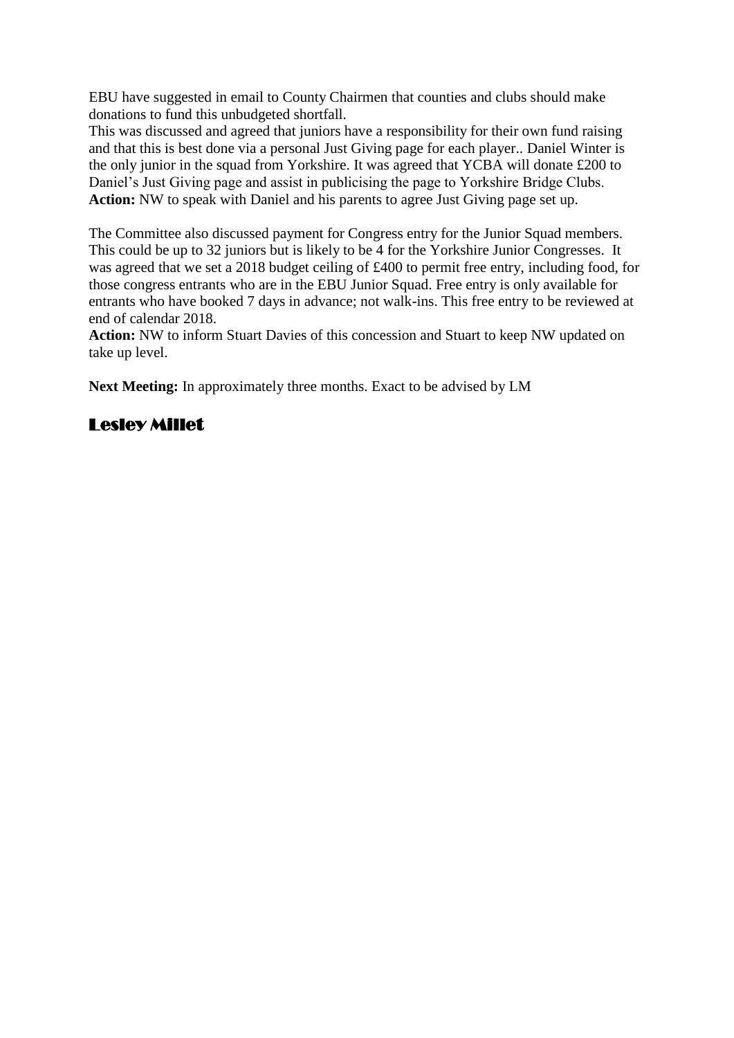EBU have suggested in email to County Chairmen that counties and clubs should make donations to fund this unbudgeted shortfall.
This was discussed and agreed that juniors have a responsibility for their own fund raising and that this is best done via a personal Just Giving page for each player.. Daniel Winter is the only junior in the squad from Yorkshire. It was agreed that YCBA will donate £200 to Daniel's Just Giving page and assist in publicising the page to Yorkshire Bridge Clubs.
**Action:** NW to speak with Daniel and his parents to agree Just Giving page set up.

The Committee also discussed payment for Congress entry for the Junior Squad members. This could be up to 32 juniors but is likely to be 4 for the Yorkshire Junior Congresses. It was agreed that we set a 2018 budget ceiling of £400 to permit free entry, including food, for those congress entrants who are in the EBU Junior Squad. Free entry is only available for entrants who have booked 7 days in advance; not walk-ins. This free entry to be reviewed at end of calendar 2018.
**Action:** NW to inform Stuart Davies of this concession and Stuart to keep NW updated on take up level.

**Next Meeting:** In approximately three months. Exact to be advised by LM

**Lesley Millet**